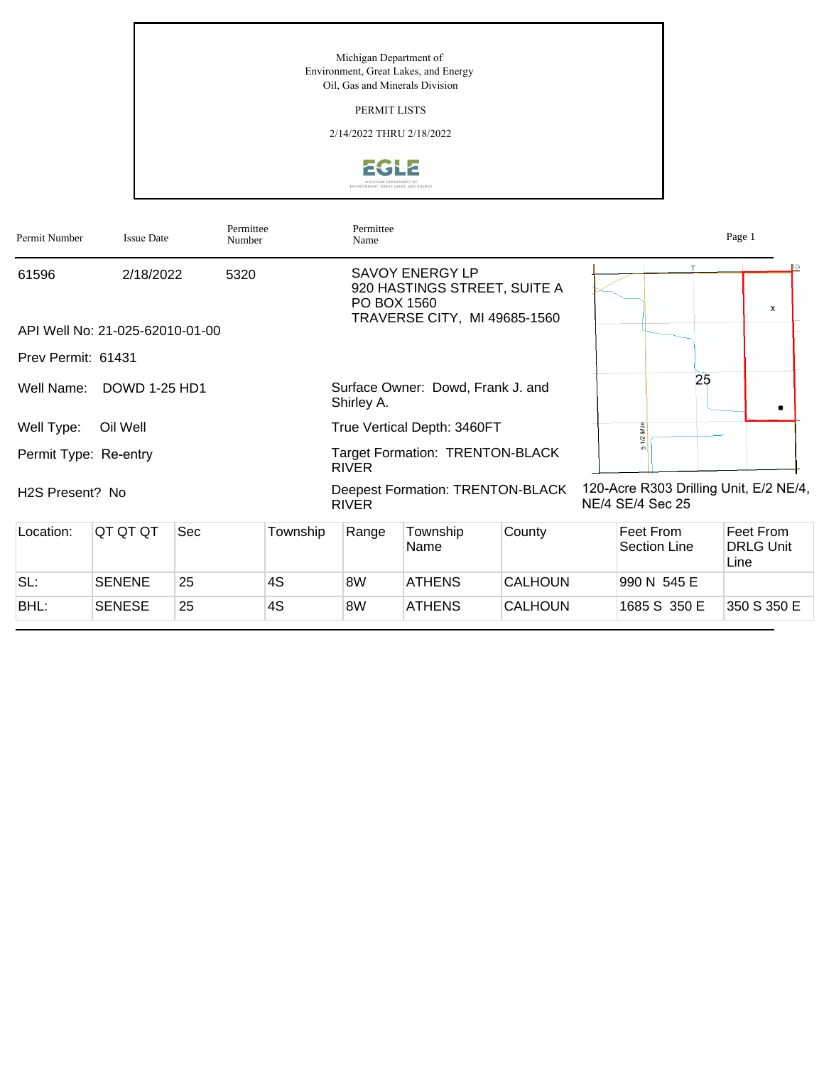Michigan Department of
Environment, Great Lakes, and Energy
Oil, Gas and Minerals Division

PERMIT LISTS

2/14/2022 THRU 2/18/2022

EGLE

| Permit Number | Issue Date | Permittee Number | Permittee Name |
|---|---|---|---|
| 61596 | 2/18/2022 | 5320 | SAVOY ENERGY LP<br>920 HASTINGS STREET, SUITE A<br>PO BOX 1560<br>TRAVERSE CITY, MI 49685-1560 |

API Well No: 21-025-62010-01-00

Prev Permit: 61431

Well Name: DOWD 1-25 HD1

Surface Owner: Dowd, Frank J. and Shirley A.

Well Type: Oil Well

True Vertical Depth: 3460FT

Permit Type: Re-entry

Target Formation: TRENTON-BLACK RIVER

H2S Present? No

Deepest Formation: TRENTON-BLACK RIVER

120-Acre R303 Drilling Unit, E/2 NE/4, NE/4 SE/4 Sec 25

| Location: | QT QT QT | Sec | Township | Range | Township Name | County | Feet From Section Line | Feet From DRLG Unit Line |
|---|---|---|---|---|---|---|---|---|
| SL: | SENENE | 25 | 4S | 8W | ATHENS | CALHOUN | 990 N 545 E | |
| BHL: | SENESE | 25 | 4S | 8W | ATHENS | CALHOUN | 1685 S 350 E | 350 S 350 E |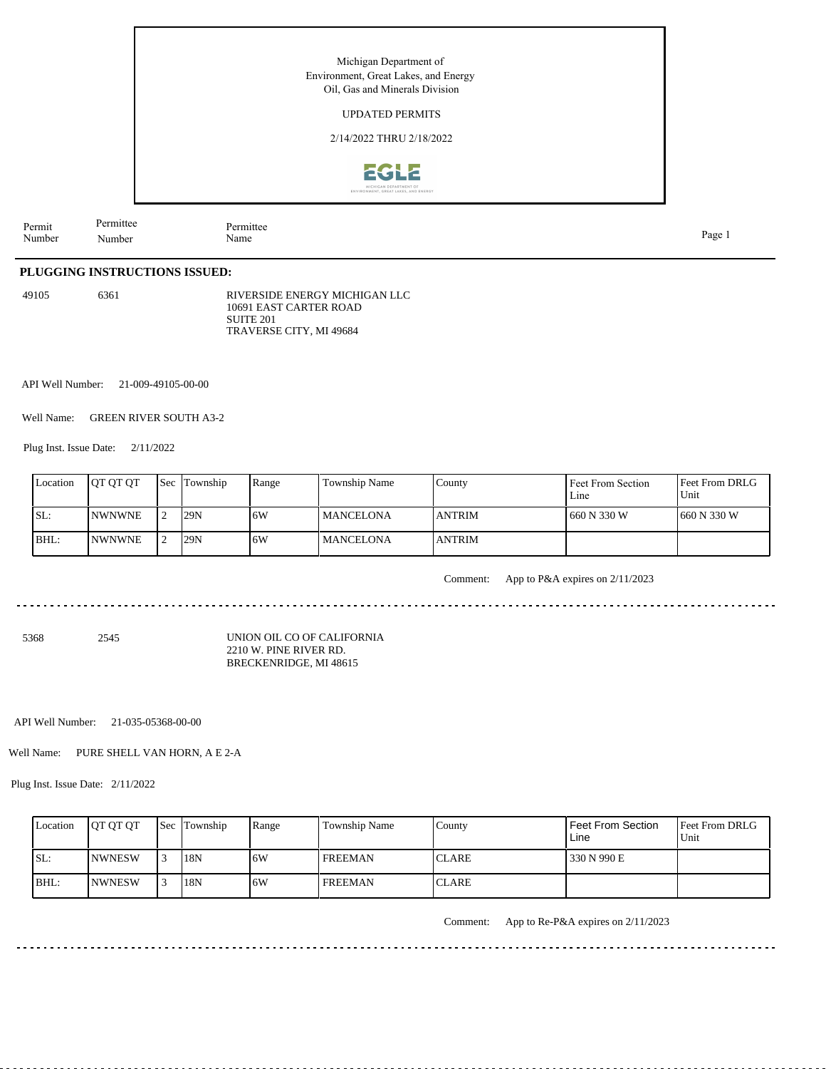Michigan Department of
Environment, Great Lakes, and Energy
Oil, Gas and Minerals Division

UPDATED PERMITS

2/14/2022 THRU 2/18/2022

| Permit Number | Permittee Number | Permittee Name |
|---|---|---|

## PLUGGING INSTRUCTIONS ISSUED:

49105 6361 RIVERSIDE ENERGY MICHIGAN LLC
10691 EAST CARTER ROAD
SUITE 201
TRAVERSE CITY, MI 49684

API Well Number: 21-009-49105-00-00

Well Name: GREEN RIVER SOUTH A3-2

Plug Inst. Issue Date: 2/11/2022

| Location | QT QT QT | Sec | Township | Range | Township Name | County | Feet From Section Line | Feet From DRLG Unit |
|---|---|---|---|---|---|---|---|---|
| SL: | NWNWNE | 2 | 29N | 6W | MANCELONA | ANTRIM | 660 N 330 W | 660 N 330 W |
| BHL: | NWNWNE | 2 | 29N | 6W | MANCELONA | ANTRIM | | |

Comment: App to P&A expires on 2/11/2023

---

5368 2545 UNION OIL CO OF CALIFORNIA
2210 W. PINE RIVER RD.
BRECKENRIDGE, MI 48615

API Well Number: 21-035-05368-00-00

Well Name: PURE SHELL VAN HORN, A E 2-A

Plug Inst. Issue Date: 2/11/2022

| Location | QT QT QT | Sec | Township | Range | Township Name | County | Feet From Section Line | Feet From DRLG Unit |
|---|---|---|---|---|---|---|---|---|
| SL: | NWNESW | 3 | 18N | 6W | FREEMAN | CLARE | 330 N 990 E | |
| BHL: | NWNESW | 3 | 18N | 6W | FREEMAN | CLARE | | |

Comment: App to Re-P&A expires on 2/11/2023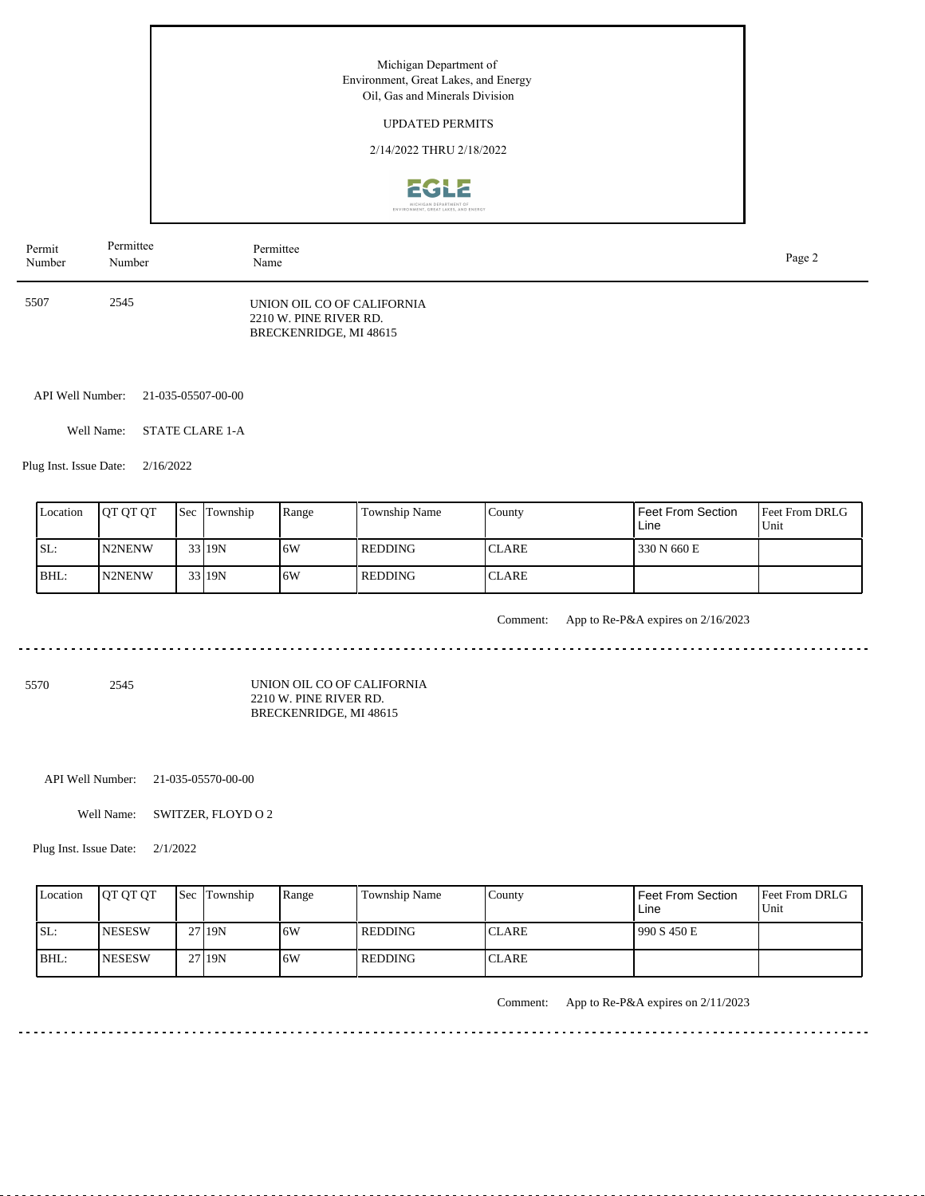Michigan Department of
Environment, Great Lakes, and Energy
Oil, Gas and Minerals Division

UPDATED PERMITS

2/14/2022 THRU 2/18/2022

| Permit Number | Permittee Number | Permittee Name |
|---|---|---|

5507    2545    UNION OIL CO OF CALIFORNIA
2210 W. PINE RIVER RD.
BRECKENRIDGE, MI 48615

API Well Number: 21-035-05507-00-00

Well Name: STATE CLARE 1-A

Plug Inst. Issue Date: 2/16/2022

| Location | QT QT QT | Sec | Township | Range | Township Name | County | Feet From Section Line | Feet From DRLG Unit |
|---|---|---|---|---|---|---|---|---|
| SL: | N2NENW | 33 | 19N | 6W | REDDING | CLARE | 330 N 660 E | |
| BHL: | N2NENW | 33 | 19N | 6W | REDDING | CLARE | | |

Comment: App to Re-P&A expires on 2/16/2023

---

5570    2545    UNION OIL CO OF CALIFORNIA
2210 W. PINE RIVER RD.
BRECKENRIDGE, MI 48615

API Well Number: 21-035-05570-00-00

Well Name: SWITZER, FLOYD O 2

Plug Inst. Issue Date: 2/1/2022

| Location | QT QT QT | Sec | Township | Range | Township Name | County | Feet From Section Line | Feet From DRLG Unit |
|---|---|---|---|---|---|---|---|---|
| SL: | NESESW | 27 | 19N | 6W | REDDING | CLARE | 990 S 450 E | |
| BHL: | NESESW | 27 | 19N | 6W | REDDING | CLARE | | |

Comment: App to Re-P&A expires on 2/11/2023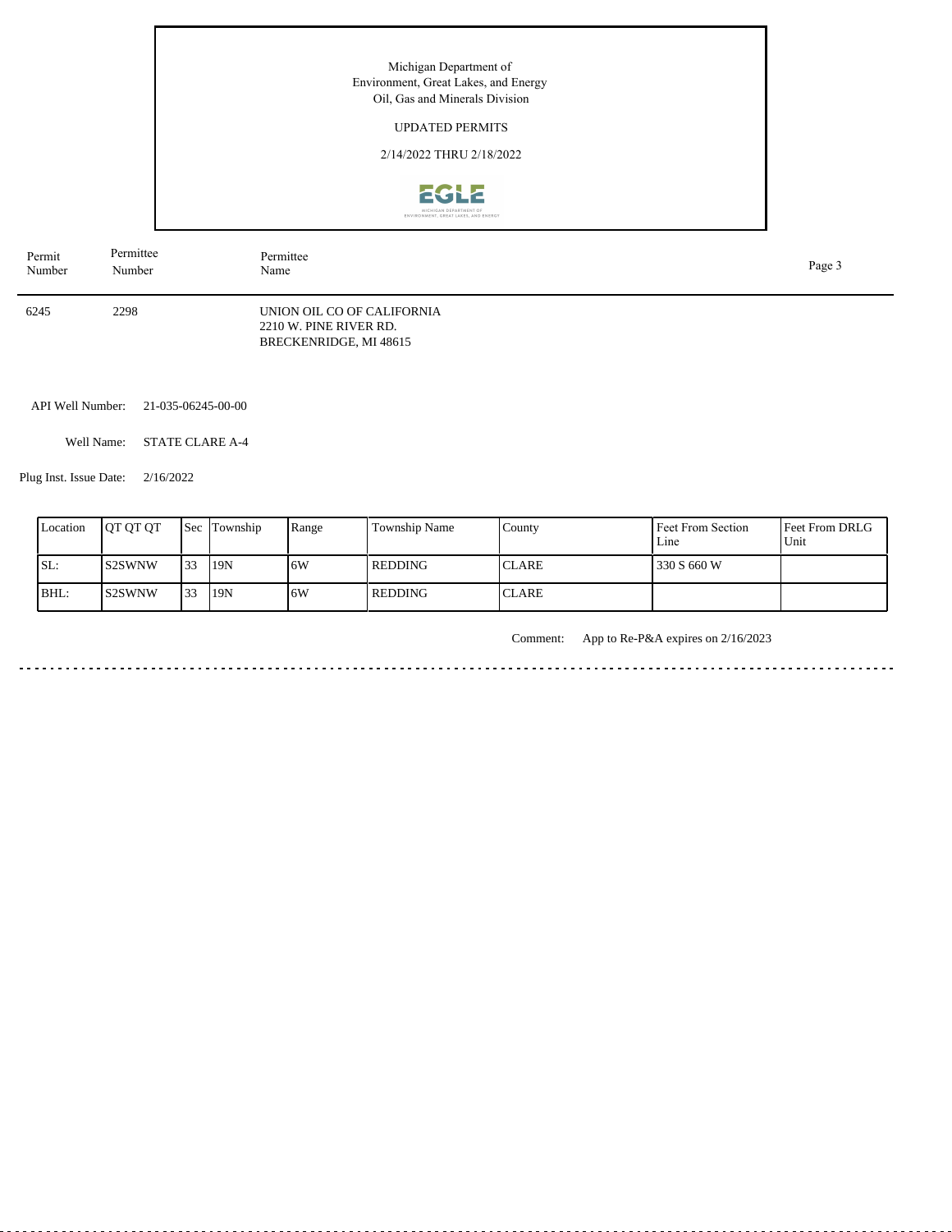Michigan Department of Environment, Great Lakes, and Energy
Oil, Gas and Minerals Division

UPDATED PERMITS

2/14/2022 THRU 2/18/2022

| Permit Number | Permittee Number | Permittee Name |
|---|---|---|
| 6245 | 2298 | UNION OIL CO OF CALIFORNIA<br>2210 W. PINE RIVER RD.<br>BRECKENRIDGE, MI 48615 |

API Well Number: 21-035-06245-00-00

Well Name: STATE CLARE A-4

Plug Inst. Issue Date: 2/16/2022

| Location | QT QT QT | Sec | Township | Range | Township Name | County | Feet From Section Line | Feet From DRLG Unit |
|---|---|---|---|---|---|---|---|---|
| SL: | S2SWNW | 33 | 19N | 6W | REDDING | CLARE | 330 S 660 W | |
| BHL: | S2SWNW | 33 | 19N | 6W | REDDING | CLARE | | |

Comment: App to Re-P&A expires on 2/16/2023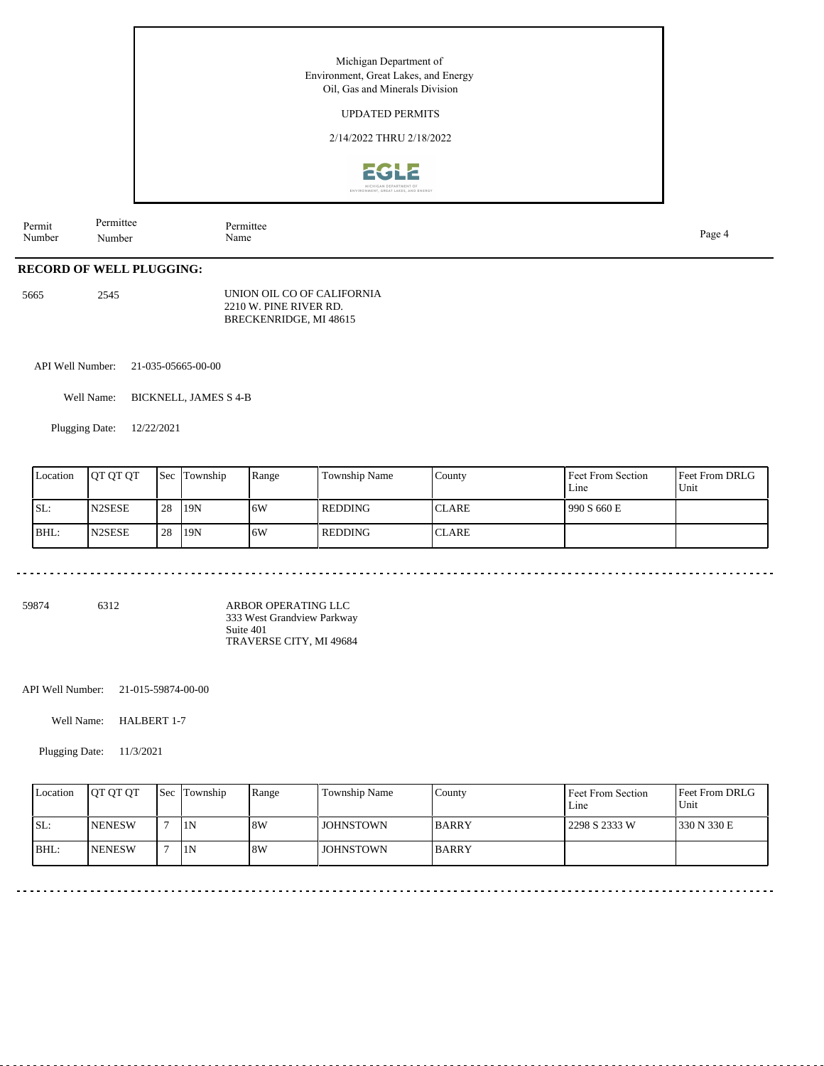Michigan Department of
Environment, Great Lakes, and Energy
Oil, Gas and Minerals Division

UPDATED PERMITS

2/14/2022 THRU 2/18/2022

| Permit Number | Permittee Number | Permittee Name |
|---|---|---|

**RECORD OF WELL PLUGGING:**

5665 2545 UNION OIL CO OF CALIFORNIA
2210 W. PINE RIVER RD.
BRECKENRIDGE, MI 48615

API Well Number: 21-035-05665-00-00

Well Name: BICKNELL, JAMES S 4-B

Plugging Date: 12/22/2021

| Location | QT QT QT | Sec | Township | Range | Township Name | County | Feet From Section Line | Feet From DRLG Unit |
|---|---|---|---|---|---|---|---|---|
| SL: | N2SESE | 28 | 19N | 6W | REDDING | CLARE | 990 S 660 E | |
| BHL: | N2SESE | 28 | 19N | 6W | REDDING | CLARE | | |

59874 6312 ARBOR OPERATING LLC
333 West Grandview Parkway
Suite 401
TRAVERSE CITY, MI 49684

API Well Number: 21-015-59874-00-00

Well Name: HALBERT 1-7

Plugging Date: 11/3/2021

| Location | QT QT QT | Sec | Township | Range | Township Name | County | Feet From Section Line | Feet From DRLG Unit |
|---|---|---|---|---|---|---|---|---|
| SL: | NENESW | 7 | 1N | 8W | JOHNSTOWN | BARRY | 2298 S 2333 W | 330 N 330 E |
| BHL: | NENESW | 7 | 1N | 8W | JOHNSTOWN | BARRY | | |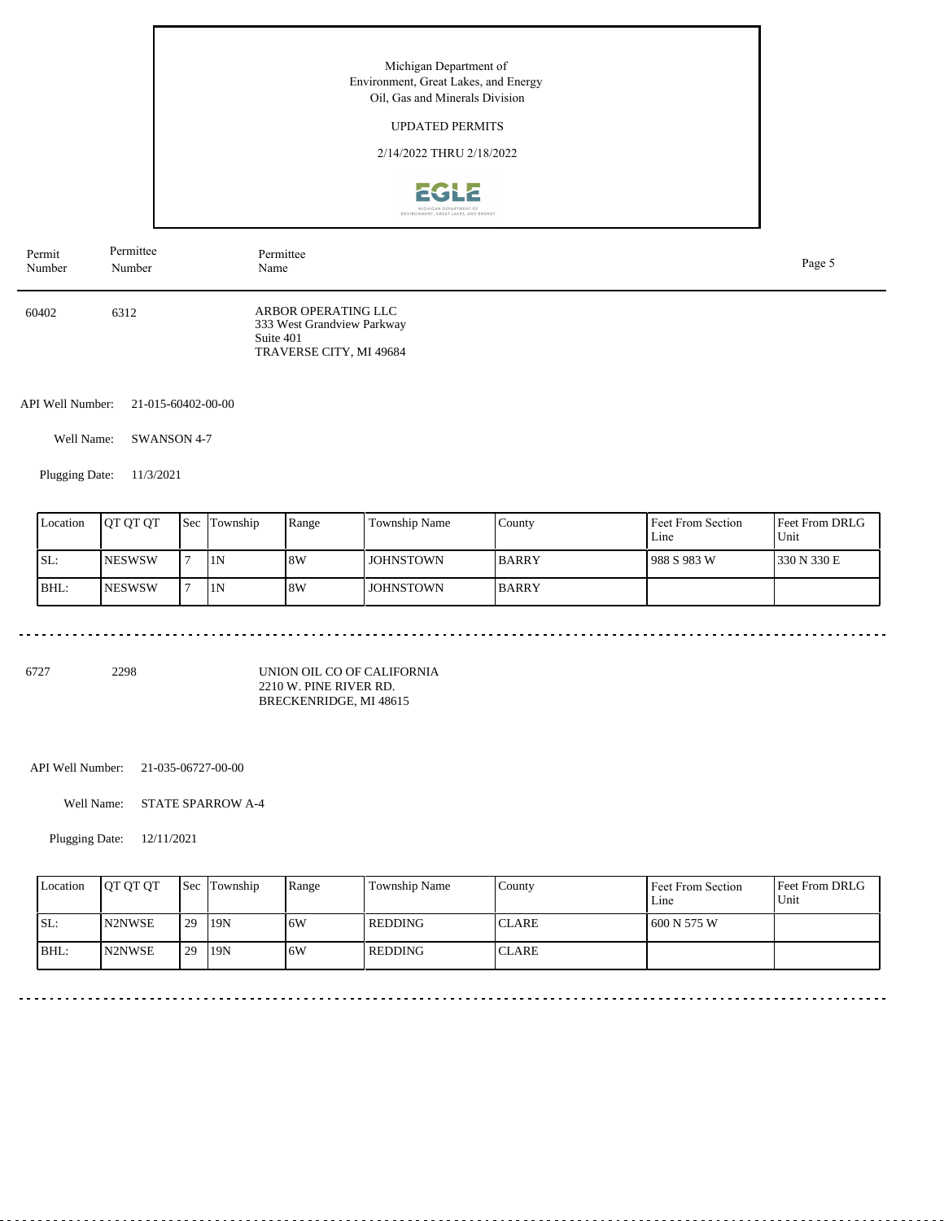Michigan Department of
Environment, Great Lakes, and Energy
Oil, Gas and Minerals Division

UPDATED PERMITS

2/14/2022 THRU 2/18/2022

| Permit Number | Permittee Number | Permittee Name |
|---|---|---|
| 60402 | 6312 | ARBOR OPERATING LLC<br>333 West Grandview Parkway<br>Suite 401<br>TRAVERSE CITY, MI 49684 |

API Well Number: 21-015-60402-00-00

Well Name: SWANSON 4-7

Plugging Date: 11/3/2021

| Location | QT QT QT | Sec | Township | Range | Township Name | County | Feet From Section Line | Feet From DRLG Unit |
|---|---|---|---|---|---|---|---|---|
| SL: | NESWSW | 7 | 1N | 8W | JOHNSTOWN | BARRY | 988 S 983 W | 330 N 330 E |
| BHL: | NESWSW | 7 | 1N | 8W | JOHNSTOWN | BARRY | | |

---

| Permit Number | Permittee Number | Permittee Name |
|---|---|---|
| 6727 | 2298 | UNION OIL CO OF CALIFORNIA<br>2210 W. PINE RIVER RD.<br>BRECKENRIDGE, MI 48615 |

API Well Number: 21-035-06727-00-00

Well Name: STATE SPARROW A-4

Plugging Date: 12/11/2021

| Location | QT QT QT | Sec | Township | Range | Township Name | County | Feet From Section Line | Feet From DRLG Unit |
|---|---|---|---|---|---|---|---|---|
| SL: | N2NWSE | 29 | 19N | 6W | REDDING | CLARE | 600 N 575 W | |
| BHL: | N2NWSE | 29 | 19N | 6W | REDDING | CLARE | | |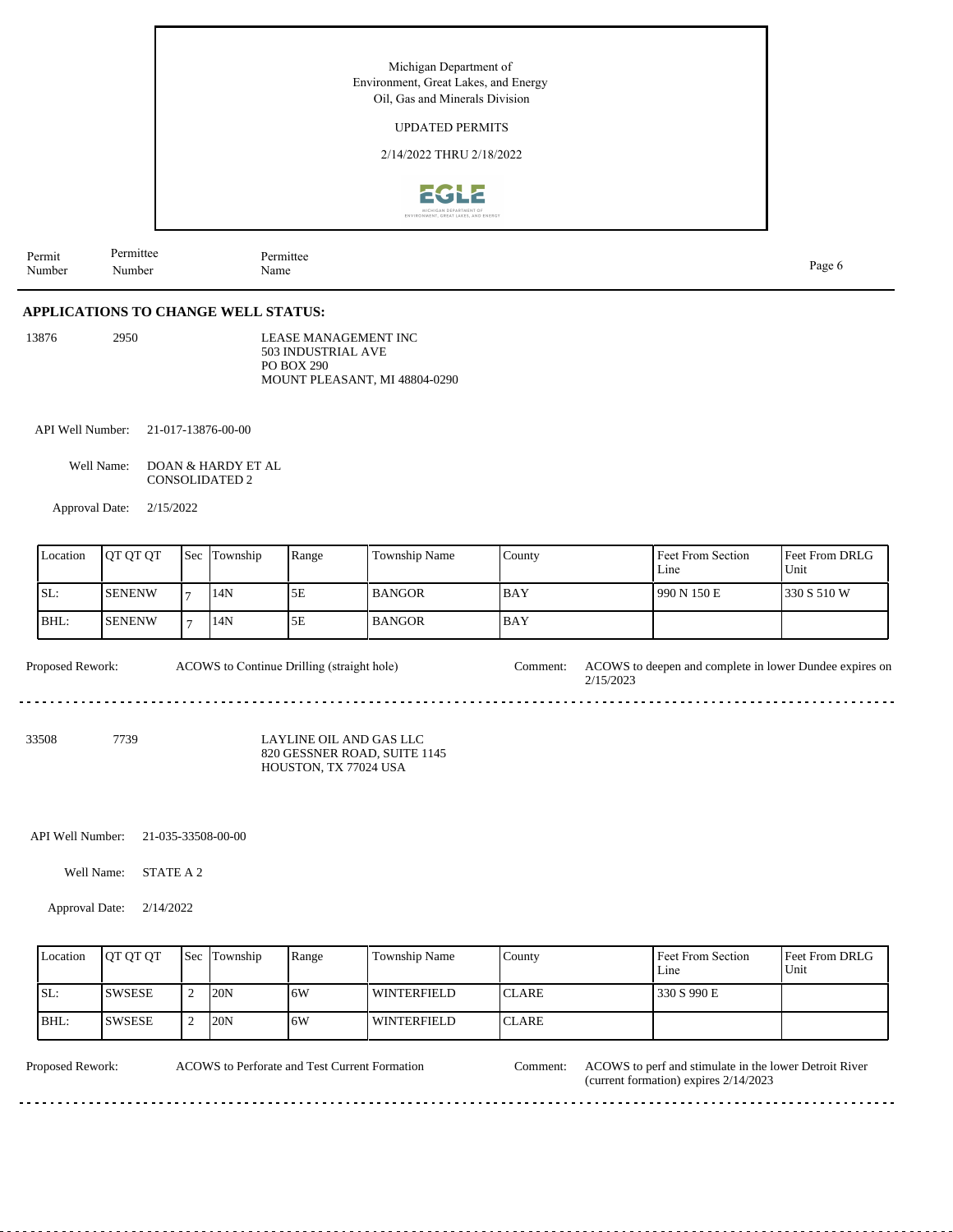Michigan Department of
Environment, Great Lakes, and Energy
Oil, Gas and Minerals Division

UPDATED PERMITS

2/14/2022 THRU 2/18/2022

| Permit Number | Permittee Number | Permittee Name |
|---|---|---|

## APPLICATIONS TO CHANGE WELL STATUS:

13876 2950 LEASE MANAGEMENT INC
503 INDUSTRIAL AVE
PO BOX 290
MOUNT PLEASANT, MI 48804-0290

API Well Number: 21-017-13876-00-00

Well Name: DOAN & HARDY ET AL CONSOLIDATED 2

Approval Date: 2/15/2022

| Location | QT QT QT | Sec | Township | Range | Township Name | County | Feet From Section Line | Feet From DRLG Unit |
|---|---|---|---|---|---|---|---|---|
| SL: | SENENW | 7 | 14N | 5E | BANGOR | BAY | 990 N 150 E | 330 S 510 W |
| BHL: | SENENW | 7 | 14N | 5E | BANGOR | BAY | | |

Proposed Rework: ACOWS to Continue Drilling (straight hole)

Comment: ACOWS to deepen and complete in lower Dundee expires on 2/15/2023

---

33508 7739 LAYLINE OIL AND GAS LLC
820 GESSNER ROAD, SUITE 1145
HOUSTON, TX 77024 USA

API Well Number: 21-035-33508-00-00

Well Name: STATE A 2

Approval Date: 2/14/2022

| Location | QT QT QT | Sec | Township | Range | Township Name | County | Feet From Section Line | Feet From DRLG Unit |
|---|---|---|---|---|---|---|---|---|
| SL: | SWSESE | 2 | 20N | 6W | WINTERFIELD | CLARE | 330 S 990 E | |
| BHL: | SWSESE | 2 | 20N | 6W | WINTERFIELD | CLARE | | |

Proposed Rework: ACOWS to Perforate and Test Current Formation

Comment: ACOWS to perf and stimulate in the lower Detroit River (current formation) expires 2/14/2023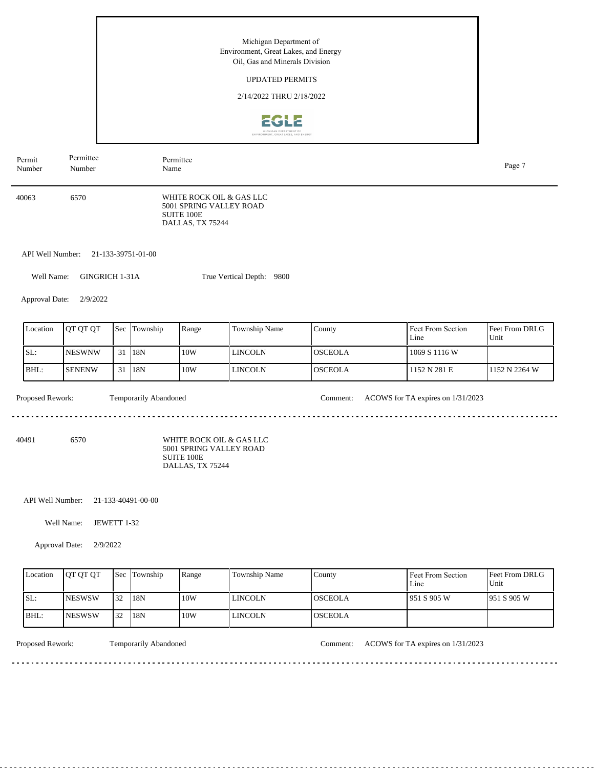Michigan Department of
Environment, Great Lakes, and Energy
Oil, Gas and Minerals Division

UPDATED PERMITS

2/14/2022 THRU 2/18/2022

| Permit Number | Permittee Number | Permittee Name |
|---|---|---|
| 40063 | 6570 | WHITE ROCK OIL & GAS LLC<br>5001 SPRING VALLEY ROAD<br>SUITE 100E<br>DALLAS, TX 75244 |

API Well Number: 21-133-39751-01-00

Well Name: GINGRICH 1-31A

True Vertical Depth: 9800

Approval Date: 2/9/2022

| Location | QT QT QT | Sec | Township | Range | Township Name | County | Feet From Section Line | Feet From DRLG Unit |
|---|---|---|---|---|---|---|---|---|
| SL: | NESWNW | 31 | 18N | 10W | LINCOLN | OSCEOLA | 1069 S 1116 W | |
| BHL: | SENENW | 31 | 18N | 10W | LINCOLN | OSCEOLA | 1152 N 281 E | 1152 N 2264 W |

Proposed Rework: Temporarily Abandoned

Comment: ACOWS for TA expires on 1/31/2023

---

| Permit Number | Permittee Number | Permittee Name |
|---|---|---|
| 40491 | 6570 | WHITE ROCK OIL & GAS LLC<br>5001 SPRING VALLEY ROAD<br>SUITE 100E<br>DALLAS, TX 75244 |

API Well Number: 21-133-40491-00-00

Well Name: JEWETT 1-32

Approval Date: 2/9/2022

| Location | QT QT QT | Sec | Township | Range | Township Name | County | Feet From Section Line | Feet From DRLG Unit |
|---|---|---|---|---|---|---|---|---|
| SL: | NESWSW | 32 | 18N | 10W | LINCOLN | OSCEOLA | 951 S 905 W | 951 S 905 W |
| BHL: | NESWSW | 32 | 18N | 10W | LINCOLN | OSCEOLA | | |

Proposed Rework: Temporarily Abandoned

Comment: ACOWS for TA expires on 1/31/2023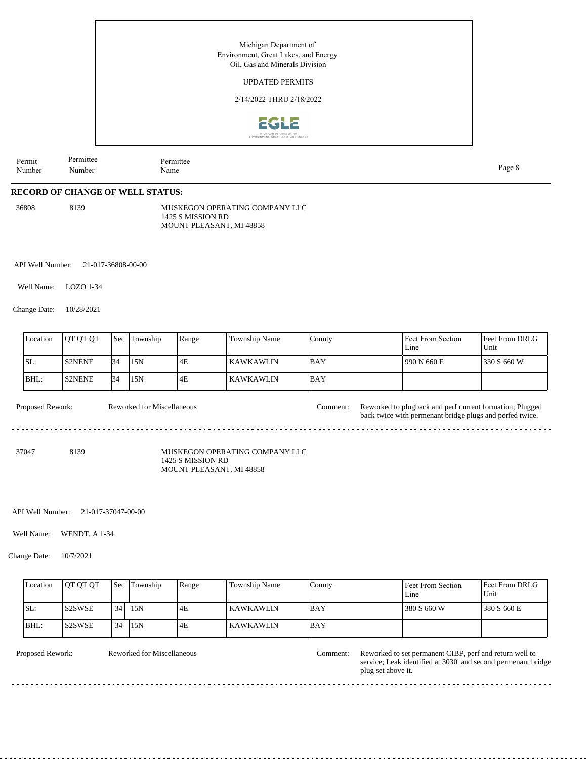Michigan Department of
Environment, Great Lakes, and Energy
Oil, Gas and Minerals Division

UPDATED PERMITS

2/14/2022 THRU 2/18/2022

| Permit Number | Permittee Number | Permittee Name |
|---|---|---|

## RECORD OF CHANGE OF WELL STATUS:

36808 8139 MUSKEGON OPERATING COMPANY LLC
1425 S MISSION RD
MOUNT PLEASANT, MI 48858

API Well Number: 21-017-36808-00-00

Well Name: LOZO 1-34

Change Date: 10/28/2021

| Location | QT QT QT | Sec | Township | Range | Township Name | County | Feet From Section Line | Feet From DRLG Unit |
|---|---|---|---|---|---|---|---|---|
| SL: | S2NENE | 34 | 15N | 4E | KAWKAWLIN | BAY | 990 N 660 E | 330 S 660 W |
| BHL: | S2NENE | 34 | 15N | 4E | KAWKAWLIN | BAY | | |

Proposed Rework: Reworked for Miscellaneous

Comment: Reworked to plugback and perf current formation; Plugged back twice with permenant bridge plugs and perfed twice.

---

37047 8139 MUSKEGON OPERATING COMPANY LLC
1425 S MISSION RD
MOUNT PLEASANT, MI 48858

API Well Number: 21-017-37047-00-00

Well Name: WENDT, A 1-34

Change Date: 10/7/2021

| Location | QT QT QT | Sec | Township | Range | Township Name | County | Feet From Section Line | Feet From DRLG Unit |
|---|---|---|---|---|---|---|---|---|
| SL: | S2SWSE | 34 | 15N | 4E | KAWKAWLIN | BAY | 380 S 660 W | 380 S 660 E |
| BHL: | S2SWSE | 34 | 15N | 4E | KAWKAWLIN | BAY | | |

Proposed Rework: Reworked for Miscellaneous

Comment: Reworked to set permanent CIBP, perf and return well to service; Leak identified at 3030' and second permenant bridge plug set above it.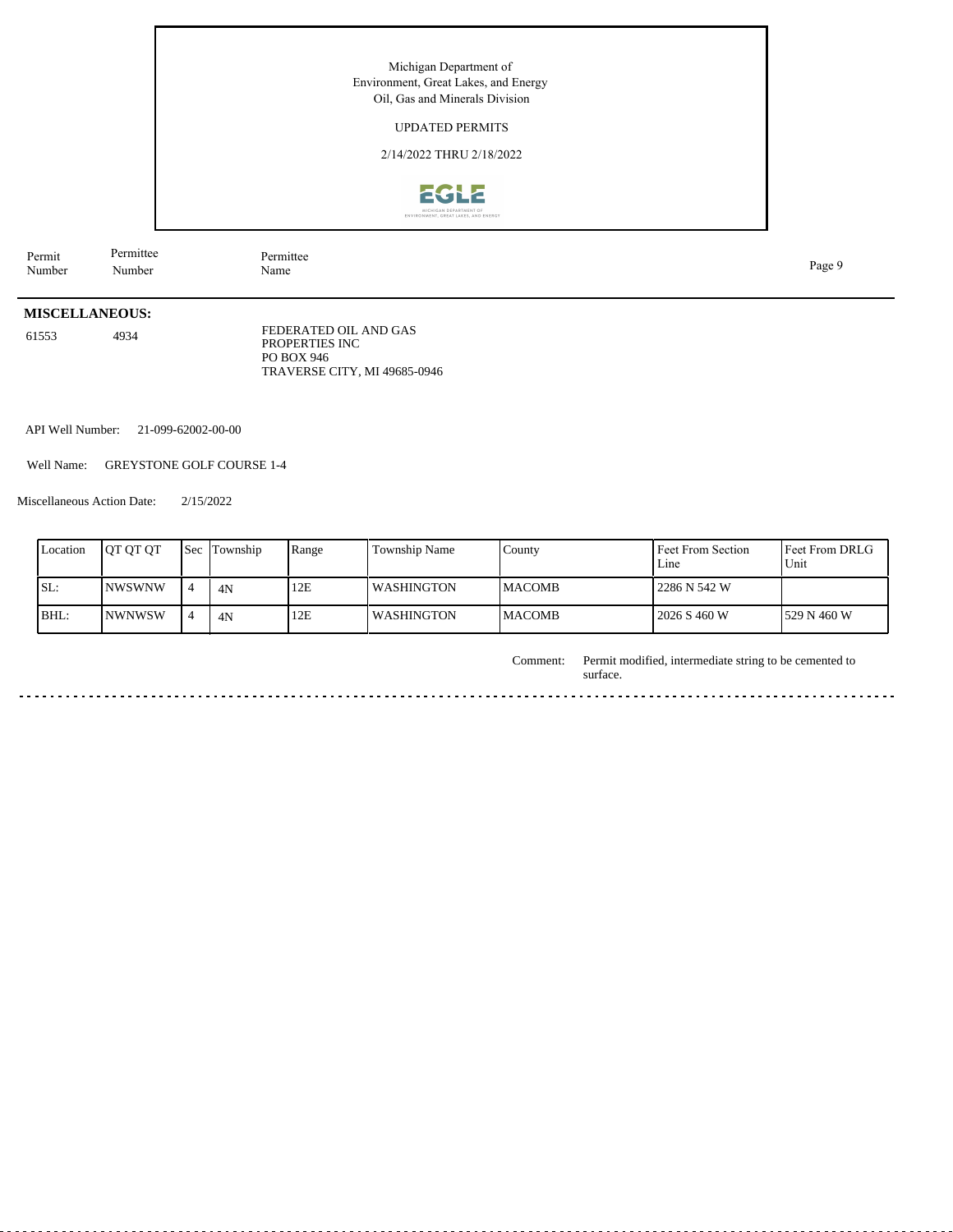Michigan Department of
Environment, Great Lakes, and Energy
Oil, Gas and Minerals Division

UPDATED PERMITS

2/14/2022 THRU 2/18/2022

| Permit Number | Permittee Number | Permittee Name |
|---|---|---|

**MISCELLANEOUS:**

61553 &nbsp;&nbsp; 4934 &nbsp;&nbsp; FEDERATED OIL AND GAS PROPERTIES INC
PO BOX 946
TRAVERSE CITY, MI 49685-0946

API Well Number: 21-099-62002-00-00

Well Name: GREYSTONE GOLF COURSE 1-4

Miscellaneous Action Date: 2/15/2022

| Location | QT QT QT | Sec | Township | Range | Township Name | County | Feet From Section Line | Feet From DRLG Unit |
|---|---|---|---|---|---|---|---|---|
| SL: | NWSWNW | 4 | 4N | 12E | WASHINGTON | MACOMB | 2286 N 542 W | |
| BHL: | NWNWSW | 4 | 4N | 12E | WASHINGTON | MACOMB | 2026 S 460 W | 529 N 460 W |

Comment: Permit modified, intermediate string to be cemented to surface.